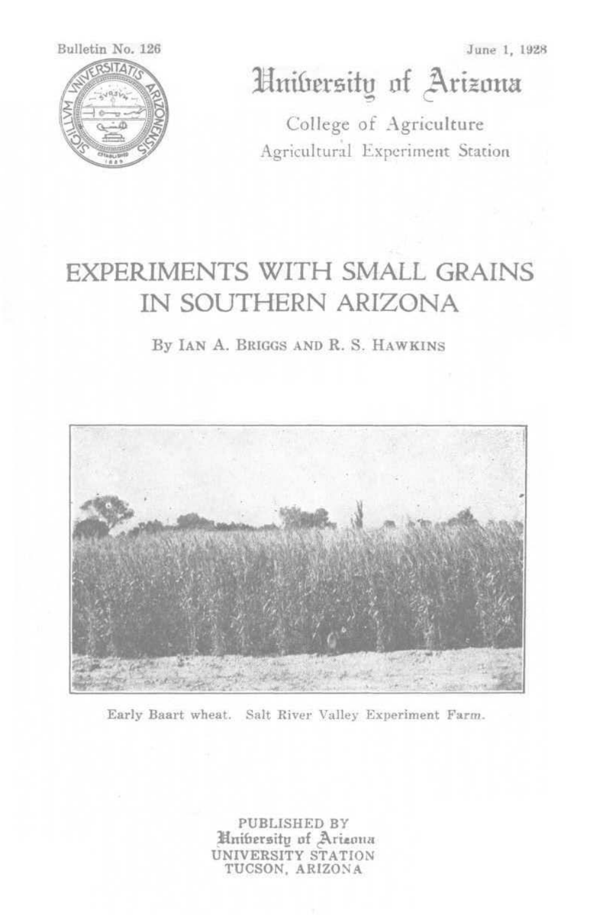Bulletin No. 126

June 1, 1928

# University of Arizona

College of Agriculture

Agricultural Experiment Station

# EXPERIMENTS WITH SMALL GRAINS IN SOUTHERN ARIZONA

By IAN A. BRIGGS AND R. S. HAWKINS

Early Baart wheat. Salt River Valley Experiment Farm.

PUBLISHED BY
University of Arizona
UNIVERSITY STATION
TUCSON, ARIZONA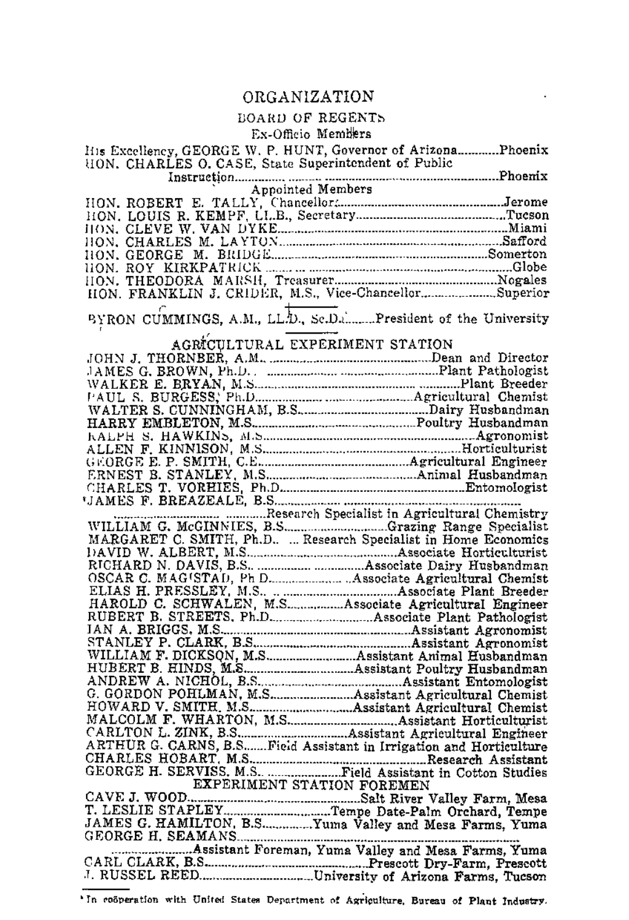# ORGANIZATION

## BOARD OF REGENTS

### Ex-Officio Members

His Excellency, GEORGE W. P. HUNT, Governor of Arizona............Phoenix
HON. CHARLES O. CASE, State Superintendent of Public Instruction............Phoenix

### Appointed Members

HON. ROBERT E. TALLY, Chancellor............Jerome
HON. LOUIS R. KEMPF, LL.B., Secretary............Tucson
HON. CLEVE W. VAN DYKE............Miami
HON. CHARLES M. LAYTON............Safford
HON. GEORGE M. BRIDGE............Somerton
HON. ROY KIRKPATRICK............Globe
HON. THEODORA MARSH, Treasurer............Nogales
HON. FRANKLIN J. CRIDER, M.S., Vice-Chancellor............Superior

BYRON CUMMINGS, A.M., LL.D., Sc.D............President of the University

## AGRICULTURAL EXPERIMENT STATION

JOHN J. THORNBER, A.M............Dean and Director
JAMES G. BROWN, Ph.D............Plant Pathologist
WALKER E. BRYAN, M.S............Plant Breeder
PAUL S. BURGESS, Ph.D............Agricultural Chemist
WALTER S. CUNNINGHAM, B.S............Dairy Husbandman
HARRY EMBLETON, M.S............Poultry Husbandman
RALPH S. HAWKINS, M.S............Agronomist
ALLEN F. KINNISON, M.S............Horticulturist
GEORGE E. P. SMITH, C.E............Agricultural Engineer
ERNEST B. STANLEY, M.S............Animal Husbandman
CHARLES T. VORHIES, Ph.D............Entomologist
[1]JAMES F. BREAZEALE, B.S............Research Specialist in Agricultural Chemistry
WILLIAM G. McGINNIES, B.S............Grazing Range Specialist
MARGARET C. SMITH, Ph.D............Research Specialist in Home Economics
DAVID W. ALBERT, M.S............Associate Horticulturist
RICHARD N. DAVIS, B.S............Associate Dairy Husbandman
OSCAR C. MAGISTAD, Ph.D............Associate Agricultural Chemist
ELIAS H. PRESSLEY, M.S............Associate Plant Breeder
HAROLD C. SCHWALEN, M.S............Associate Agricultural Engineer
RUBERT B. STREETS, Ph.D............Associate Plant Pathologist
IAN A. BRIGGS, M.S............Assistant Agronomist
STANLEY P. CLARK, B.S............Assistant Agronomist
WILLIAM F. DICKSON, M.S............Assistant Animal Husbandman
HUBERT B. HINDS, M.S............Assistant Poultry Husbandman
ANDREW A. NICHOL, B.S............Assistant Entomologist
G. GORDON POHLMAN, M.S............Assistant Agricultural Chemist
HOWARD V. SMITH, M.S............Assistant Agricultural Chemist
MALCOLM F. WHARTON, M.S............Assistant Horticulturist
CARLTON L. ZINK, B.S............Assistant Agricultural Engineer
ARTHUR G. CARNS, B.S............Field Assistant in Irrigation and Horticulture
CHARLES HOBART, M.S............Research Assistant
GEORGE H. SERVISS, M.S............Field Assistant in Cotton Studies

## EXPERIMENT STATION FOREMEN

CAVE J. WOOD............Salt River Valley Farm, Mesa
T. LESLIE STAPLEY............Tempe Date-Palm Orchard, Tempe
JAMES G. HAMILTON, B.S............Yuma Valley and Mesa Farms, Yuma
GEORGE H. SEAMANS............Assistant Foreman, Yuma Valley and Mesa Farms, Yuma
CARL CLARK, B.S............Prescott Dry-Farm, Prescott
J. RUSSEL REED............University of Arizona Farms, Tucson

---

[1]In coöperation with United States Department of Agriculture, Bureau of Plant Industry.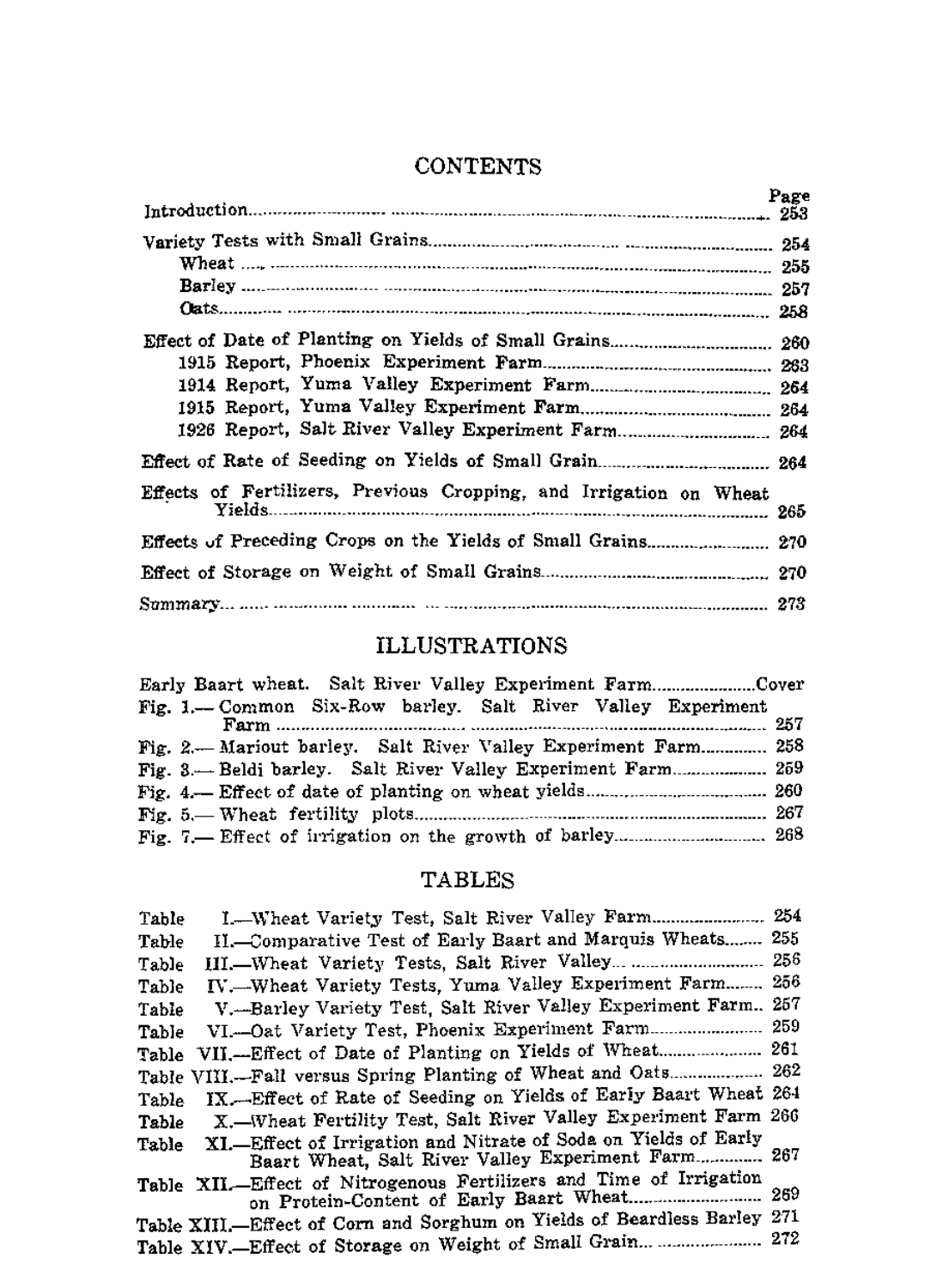## CONTENTS

| | Page |
|---|---|
| Introduction | 253 |
| Variety Tests with Small Grains | 254 |
| Wheat | 255 |
| Barley | 257 |
| Oats | 258 |
| Effect of Date of Planting on Yields of Small Grains | 260 |
| 1915 Report, Phoenix Experiment Farm | 263 |
| 1914 Report, Yuma Valley Experiment Farm | 264 |
| 1915 Report, Yuma Valley Experiment Farm | 264 |
| 1926 Report, Salt River Valley Experiment Farm | 264 |
| Effect of Rate of Seeding on Yields of Small Grain | 264 |
| Effects of Fertilizers, Previous Cropping, and Irrigation on Wheat Yields | 265 |
| Effects of Preceding Crops on the Yields of Small Grains | 270 |
| Effect of Storage on Weight of Small Grains | 270 |
| Summary | 273 |

## ILLUSTRATIONS

| | |
|---|---|
| Early Baart wheat. Salt River Valley Experiment Farm | Cover |
| Fig. 1.—Common Six-Row barley. Salt River Valley Experiment Farm | 257 |
| Fig. 2.—Mariout barley. Salt River Valley Experiment Farm | 258 |
| Fig. 3.—Beldi barley. Salt River Valley Experiment Farm | 259 |
| Fig. 4.—Effect of date of planting on wheat yields | 260 |
| Fig. 5.—Wheat fertility plots | 267 |
| Fig. 7.—Effect of irrigation on the growth of barley | 268 |

## TABLES

| | |
|---|---|
| Table I.—Wheat Variety Test, Salt River Valley Farm | 254 |
| Table II.—Comparative Test of Early Baart and Marquis Wheats | 255 |
| Table III.—Wheat Variety Tests, Salt River Valley | 256 |
| Table IV.—Wheat Variety Tests, Yuma Valley Experiment Farm | 256 |
| Table V.—Barley Variety Test, Salt River Valley Experiment Farm | 257 |
| Table VI.—Oat Variety Test, Phoenix Experiment Farm | 259 |
| Table VII.—Effect of Date of Planting on Yields of Wheat | 261 |
| Table VIII.—Fall versus Spring Planting of Wheat and Oats | 262 |
| Table IX.—Effect of Rate of Seeding on Yields of Early Baart Wheat | 264 |
| Table X.—Wheat Fertility Test, Salt River Valley Experiment Farm | 266 |
| Table XI.—Effect of Irrigation and Nitrate of Soda on Yields of Early Baart Wheat, Salt River Valley Experiment Farm | 267 |
| Table XII.—Effect of Nitrogenous Fertilizers and Time of Irrigation on Protein-Content of Early Baart Wheat | 269 |
| Table XIII.—Effect of Corn and Sorghum on Yields of Beardless Barley | 271 |
| Table XIV.—Effect of Storage on Weight of Small Grain | 272 |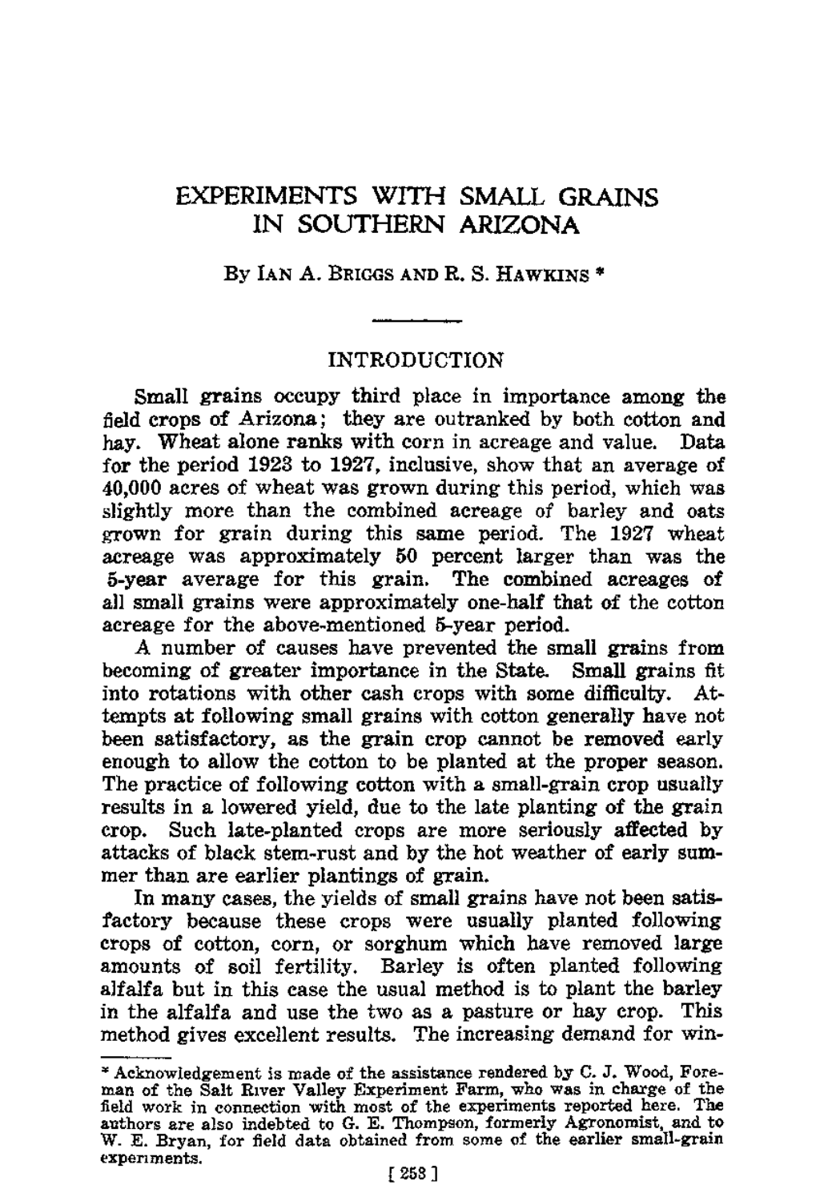# EXPERIMENTS WITH SMALL GRAINS IN SOUTHERN ARIZONA

By Ian A. Briggs and R. S. Hawkins *

## INTRODUCTION

Small grains occupy third place in importance among the field crops of Arizona; they are outranked by both cotton and hay. Wheat alone ranks with corn in acreage and value. Data for the period 1923 to 1927, inclusive, show that an average of 40,000 acres of wheat was grown during this period, which was slightly more than the combined acreage of barley and oats grown for grain during this same period. The 1927 wheat acreage was approximately 50 percent larger than was the 5-year average for this grain. The combined acreages of all small grains were approximately one-half that of the cotton acreage for the above-mentioned 5-year period.

A number of causes have prevented the small grains from becoming of greater importance in the State. Small grains fit into rotations with other cash crops with some difficulty. Attempts at following small grains with cotton generally have not been satisfactory, as the grain crop cannot be removed early enough to allow the cotton to be planted at the proper season. The practice of following cotton with a small-grain crop usually results in a lowered yield, due to the late planting of the grain crop. Such late-planted crops are more seriously affected by attacks of black stem-rust and by the hot weather of early summer than are earlier plantings of grain.

In many cases, the yields of small grains have not been satisfactory because these crops were usually planted following crops of cotton, corn, or sorghum which have removed large amounts of soil fertility. Barley is often planted following alfalfa but in this case the usual method is to plant the barley in the alfalfa and use the two as a pasture or hay crop. This method gives excellent results. The increasing demand for win-

---

* Acknowledgement is made of the assistance rendered by C. J. Wood, Foreman of the Salt River Valley Experiment Farm, who was in charge of the field work in connection with most of the experiments reported here. The authors are also indebted to G. E. Thompson, formerly Agronomist, and to W. E. Bryan, for field data obtained from some of the earlier small-grain experiments.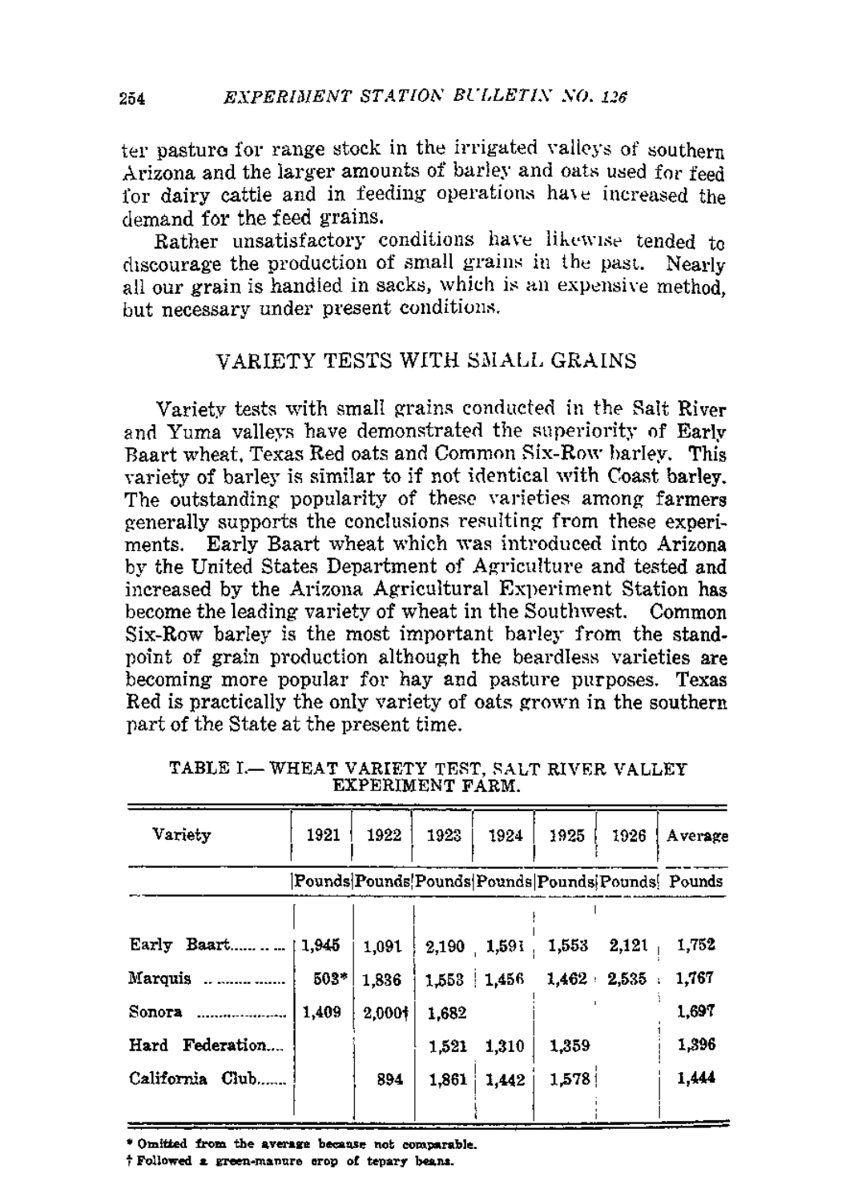ter pasture for range stock in the irrigated valleys of southern Arizona and the larger amounts of barley and oats used for feed for dairy cattle and in feeding operations have increased the demand for the feed grains.

Rather unsatisfactory conditions have likewise tended to discourage the production of small grains in the past. Nearly all our grain is handled in sacks, which is an expensive method, but necessary under present conditions.

## VARIETY TESTS WITH SMALL GRAINS

Variety tests with small grains conducted in the Salt River and Yuma valleys have demonstrated the superiority of Early Baart wheat, Texas Red oats and Common Six-Row barley. This variety of barley is similar to if not identical with Coast barley. The outstanding popularity of these varieties among farmers generally supports the conclusions resulting from these experiments. Early Baart wheat which was introduced into Arizona by the United States Department of Agriculture and tested and increased by the Arizona Agricultural Experiment Station has become the leading variety of wheat in the Southwest. Common Six-Row barley is the most important barley from the standpoint of grain production although the beardless varieties are becoming more popular for hay and pasture purposes. Texas Red is practically the only variety of oats grown in the southern part of the State at the present time.

TABLE I.— WHEAT VARIETY TEST, SALT RIVER VALLEY EXPERIMENT FARM.

| Variety | 1921 | 1922 | 1923 | 1924 | 1925 | 1926 | Average |
|---|---|---|---|---|---|---|---|
| | Pounds | Pounds | Pounds | Pounds | Pounds | Pounds | Pounds |
| Early Baart | 1,945 | 1,091 | 2,190 | 1,591 | 1,553 | 2,121 | 1,752 |
| Marquis | 503* | 1,836 | 1,553 | 1,456 | 1,462 | 2,535 | 1,767 |
| Sonora | 1,409 | 2,000† | 1,682 | | | | 1,697 |
| Hard Federation | | | 1,521 | 1,310 | 1,359 | | 1,396 |
| California Club | | 894 | 1,861 | 1,442 | 1,578 | | 1,444 |

\* Omitted from the average because not comparable.

† Followed a green-manure crop of tepary beans.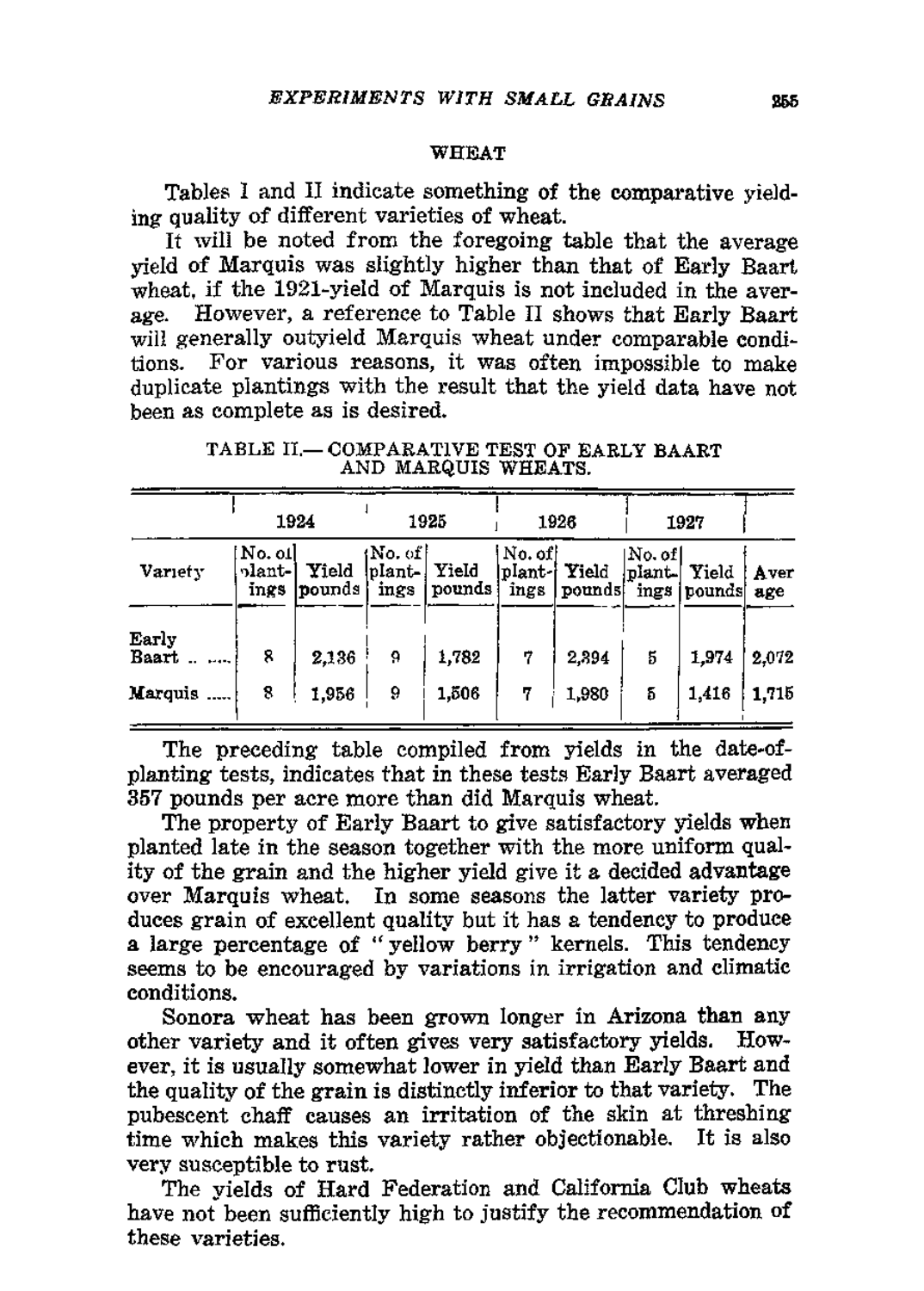## WHEAT

Tables I and II indicate something of the comparative yielding quality of different varieties of wheat.

It will be noted from the foregoing table that the average yield of Marquis was slightly higher than that of Early Baart wheat, if the 1921-yield of Marquis is not included in the average. However, a reference to Table II shows that Early Baart will generally outyield Marquis wheat under comparable conditions. For various reasons, it was often impossible to make duplicate plantings with the result that the yield data have not been as complete as is desired.

TABLE II.—COMPARATIVE TEST OF EARLY BAART AND MARQUIS WHEATS.

| | 1924 | | 1925 | | 1926 | | 1927 | | |
|---|---|---|---|---|---|---|---|---|---|
| Variety | No. of plantings | Yield pounds | No. of plantings | Yield pounds | No. of plantings | Yield pounds | No. of plantings | Yield pounds | Average |
| Early Baart ...... | 8 | 2,136 | 9 | 1,782 | 7 | 2,394 | 5 | 1,974 | 2,072 |
| Marquis ..... | 8 | 1,956 | 9 | 1,506 | 7 | 1,980 | 5 | 1,416 | 1,715 |

The preceding table compiled from yields in the date-of-planting tests, indicates that in these tests Early Baart averaged 357 pounds per acre more than did Marquis wheat.

The property of Early Baart to give satisfactory yields when planted late in the season together with the more uniform quality of the grain and the higher yield give it a decided advantage over Marquis wheat. In some seasons the latter variety produces grain of excellent quality but it has a tendency to produce a large percentage of "yellow berry" kernels. This tendency seems to be encouraged by variations in irrigation and climatic conditions.

Sonora wheat has been grown longer in Arizona than any other variety and it often gives very satisfactory yields. However, it is usually somewhat lower in yield than Early Baart and the quality of the grain is distinctly inferior to that variety. The pubescent chaff causes an irritation of the skin at threshing time which makes this variety rather objectionable. It is also very susceptible to rust.

The yields of Hard Federation and California Club wheats have not been sufficiently high to justify the recommendation of these varieties.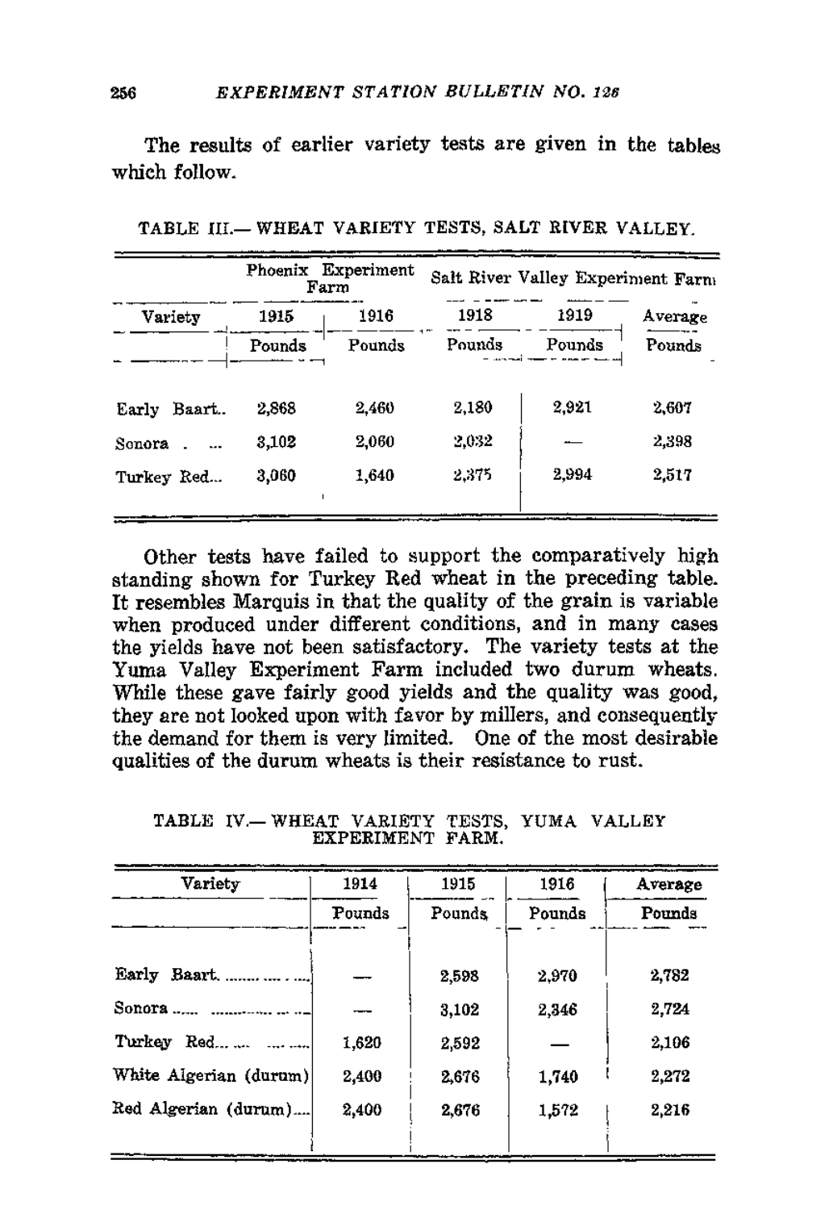The results of earlier variety tests are given in the tables which follow.

TABLE III.— WHEAT VARIETY TESTS, SALT RIVER VALLEY.

| | Phoenix Experiment Farm | | Salt River Valley Experiment Farm | | |
|---|---|---|---|---|---|
| Variety | 1915 | 1916 | 1918 | 1919 | Average |
| | Pounds | Pounds | Pounds | Pounds | Pounds |
| Early Baart.. | 2,868 | 2,460 | 2,180 | 2,921 | 2,607 |
| Sonora . ... | 3,102 | 2,060 | 2,032 | — | 2,398 |
| Turkey Red... | 3,060 | 1,640 | 2,375 | 2,994 | 2,517 |

Other tests have failed to support the comparatively high standing shown for Turkey Red wheat in the preceding table. It resembles Marquis in that the quality of the grain is variable when produced under different conditions, and in many cases the yields have not been satisfactory. The variety tests at the Yuma Valley Experiment Farm included two durum wheats. While these gave fairly good yields and the quality was good, they are not looked upon with favor by millers, and consequently the demand for them is very limited. One of the most desirable qualities of the durum wheats is their resistance to rust.

TABLE IV.— WHEAT VARIETY TESTS, YUMA VALLEY EXPERIMENT FARM.

| Variety | 1914 | 1915 | 1916 | Average |
|---|---|---|---|---|
| | Pounds | Pounds | Pounds | Pounds |
| Early Baart. | — | 2,598 | 2,970 | 2,782 |
| Sonora | — | 3,102 | 2,346 | 2,724 |
| Turkey Red | 1,620 | 2,592 | — | 2,106 |
| White Algerian (durum) | 2,400 | 2,676 | 1,740 | 2,272 |
| Red Algerian (durum) | 2,400 | 2,676 | 1,572 | 2,216 |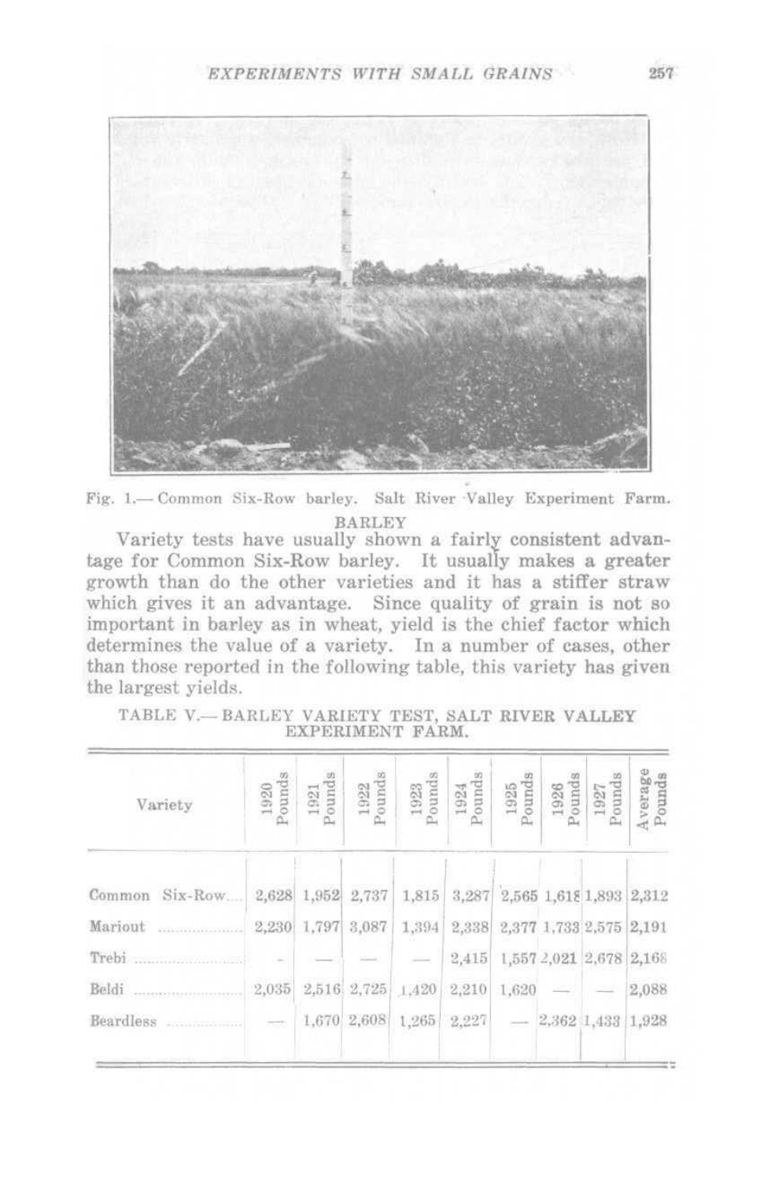Fig. 1.— Common Six-Row barley. Salt River Valley Experiment Farm.

## BARLEY

Variety tests have usually shown a fairly consistent advantage for Common Six-Row barley. It usually makes a greater growth than do the other varieties and it has a stiffer straw which gives it an advantage. Since quality of grain is not so important in barley as in wheat, yield is the chief factor which determines the value of a variety. In a number of cases, other than those reported in the following table, this variety has given the largest yields.

TABLE V.— BARLEY VARIETY TEST, SALT RIVER VALLEY EXPERIMENT FARM.

| Variety | 1920 Pounds | 1921 Pounds | 1922 Pounds | 1923 Pounds | 1924 Pounds | 1925 Pounds | 1926 Pounds | 1927 Pounds | Average Pounds |
|---|---|---|---|---|---|---|---|---|---|
| Common Six-Row | 2,628 | 1,952 | 2,737 | 1,815 | 3,287 | 2,565 | 1,618 | 1,893 | 2,312 |
| Mariout | 2,230 | 1,797 | 3,087 | 1,394 | 2,338 | 2,377 | 1,733 | 2,575 | 2,191 |
| Trebi | - | — | — | — | 2,415 | 1,557 | 2,021 | 2,678 | 2,168 |
| Beldi | 2,035 | 2,516 | 2,725 | 1,420 | 2,210 | 1,620 | — | — | 2,088 |
| Beardless | — | 1,670 | 2,608 | 1,265 | 2,227 | — | 2,362 | 1,433 | 1,928 |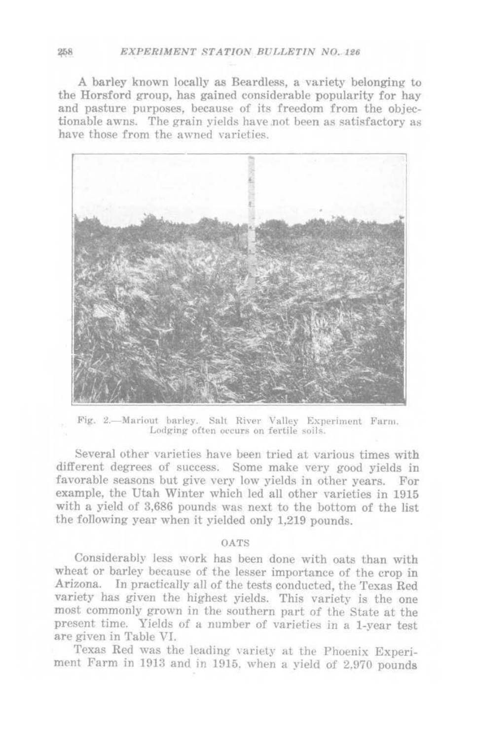A barley known locally as Beardless, a variety belonging to the Horsford group, has gained considerable popularity for hay and pasture purposes, because of its freedom from the objectionable awns. The grain yields have not been as satisfactory as have those from the awned varieties.

Fig. 2.—Mariout barley. Salt River Valley Experiment Farm. Lodging often occurs on fertile soils.

Several other varieties have been tried at various times with different degrees of success. Some make very good yields in favorable seasons but give very low yields in other years. For example, the Utah Winter which led all other varieties in 1915 with a yield of 3,686 pounds was next to the bottom of the list the following year when it yielded only 1,219 pounds.

## OATS

Considerably less work has been done with oats than with wheat or barley because of the lesser importance of the crop in Arizona. In practically all of the tests conducted, the Texas Red variety has given the highest yields. This variety is the one most commonly grown in the southern part of the State at the present time. Yields of a number of varieties in a 1-year test are given in Table VI.

Texas Red was the leading variety at the Phoenix Experiment Farm in 1913 and in 1915, when a yield of 2,970 pounds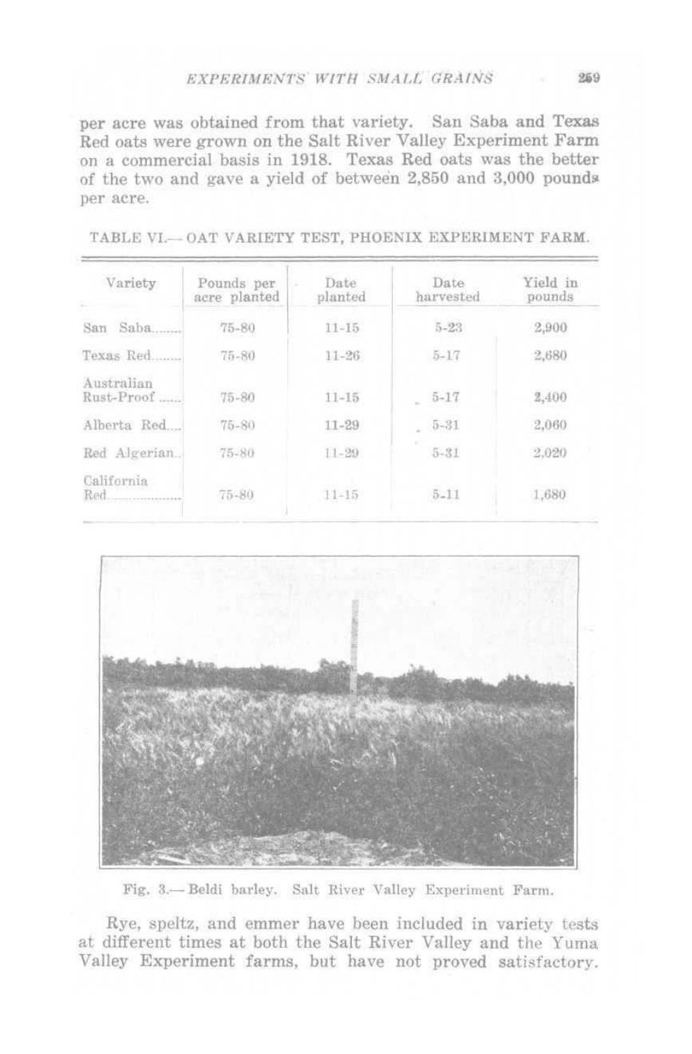per acre was obtained from that variety. San Saba and Texas Red oats were grown on the Salt River Valley Experiment Farm on a commercial basis in 1918. Texas Red oats was the better of the two and gave a yield of between 2,850 and 3,000 pounds per acre.

TABLE VI.— OAT VARIETY TEST, PHOENIX EXPERIMENT FARM.

| Variety | Pounds per acre planted | Date planted | Date harvested | Yield in pounds |
|---|---|---|---|---|
| San Saba........ | 75-80 | 11-15 | 5-23 | 2,900 |
| Texas Red........ | 75-80 | 11-26 | 5-17 | 2,680 |
| Australian Rust-Proof ...... | 75-80 | 11-15 | 5-17 | 2,400 |
| Alberta Red.... | 75-80 | 11-29 | 5-31 | 2,060 |
| Red Algerian.. | 75-80 | 11-29 | 5-31 | 2,020 |
| California Red.................... | 75-80 | 11-15 | 5-11 | 1,680 |

Fig. 3.— Beldi barley. Salt River Valley Experiment Farm.

Rye, speltz, and emmer have been included in variety tests at different times at both the Salt River Valley and the Yuma Valley Experiment farms, but have not proved satisfactory.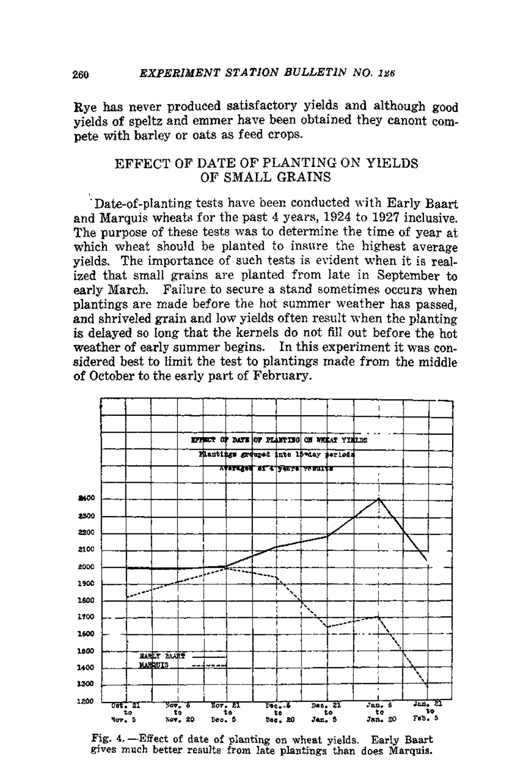Rye has never produced satisfactory yields and although good yields of speltz and emmer have been obtained they canont compete with barley or oats as feed crops.

## EFFECT OF DATE OF PLANTING ON YIELDS OF SMALL GRAINS

Date-of-planting tests have been conducted with Early Baart and Marquis wheats for the past 4 years, 1924 to 1927 inclusive. The purpose of these tests was to determine the time of year at which wheat should be planted to insure the highest average yields. The importance of such tests is evident when it is realized that small grains are planted from late in September to early March. Failure to secure a stand sometimes occurs when plantings are made before the hot summer weather has passed, and shriveled grain and low yields often result when the planting is delayed so long that the kernels do not fill out before the hot weather of early summer begins. In this experiment it was considered best to limit the test to plantings made from the middle of October to the early part of February.

EFFECT OF DATE OF PLANTING ON WHEAT YIELDS
Plantings grouped into 15-day periods
Averages of 4 years results

Fig. 4.—Effect of date of planting on wheat yields. Early Baart gives much better results from late plantings than does Marquis.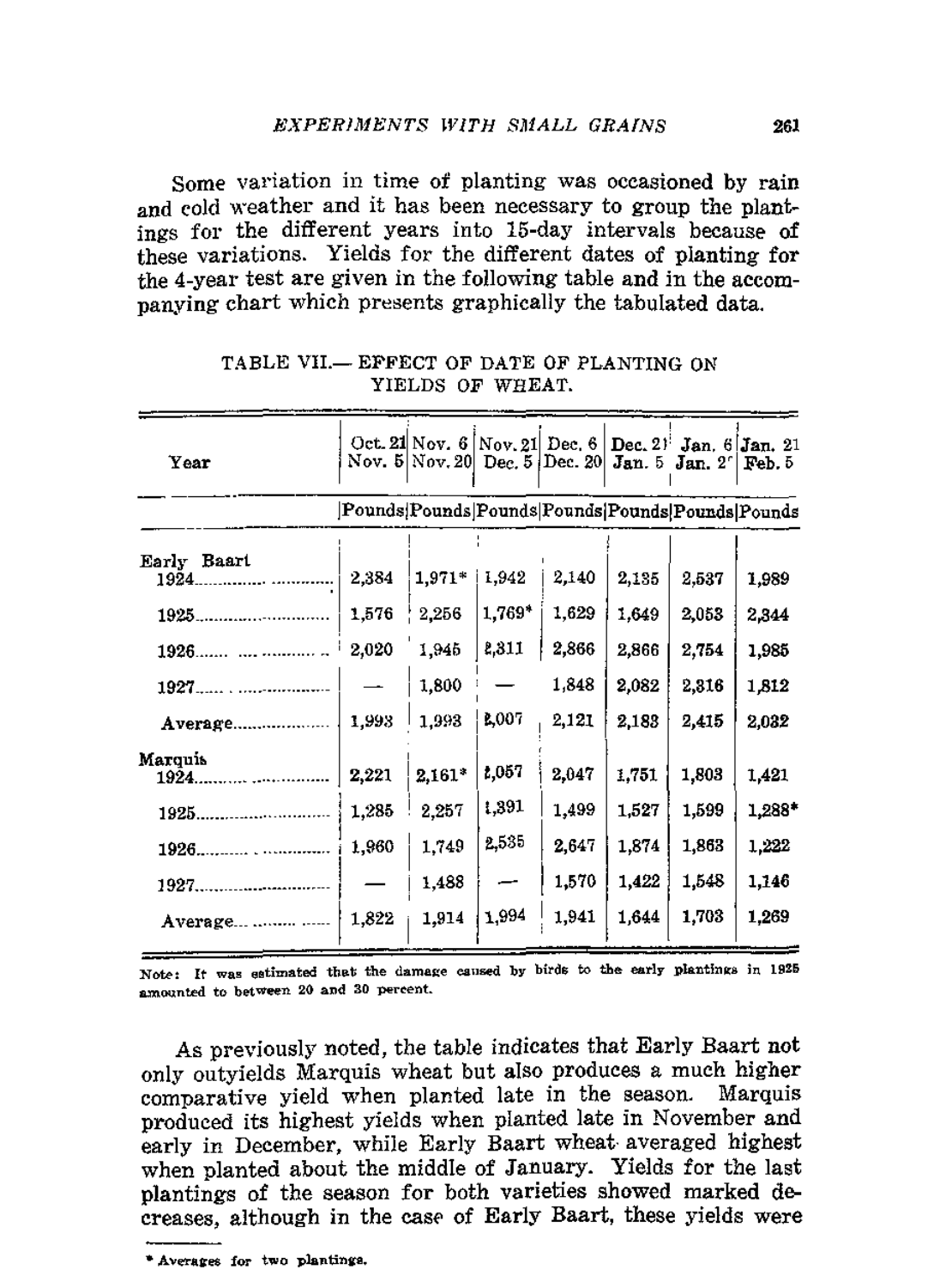Some variation in time of planting was occasioned by rain and cold weather and it has been necessary to group the plantings for the different years into 15-day intervals because of these variations. Yields for the different dates of planting for the 4-year test are given in the following table and in the accompanying chart which presents graphically the tabulated data.

TABLE VII.— EFFECT OF DATE OF PLANTING ON YIELDS OF WHEAT.

| Year | Oct. 21 Nov. 5 | Nov. 6 Nov. 20 | Nov. 21 Dec. 5 | Dec. 6 Dec. 20 | Dec. 21 Jan. 5 | Jan. 6 Jan. 2? | Jan. 21 Feb. 5 |
|---|---|---|---|---|---|---|---|
| | Pounds | Pounds | Pounds | Pounds | Pounds | Pounds | Pounds |
| Early Baart | | | | | | | |
| 1924 | 2,384 | 1,971* | 1,942 | 2,140 | 2,135 | 2,537 | 1,989 |
| 1925 | 1,576 | 2,256 | 1,769* | 1,629 | 1,649 | 2,053 | 2,344 |
| 1926 | 2,020 | 1,945 | 2,311 | 2,866 | 2,866 | 2,754 | 1,985 |
| 1927 | — | 1,800 | — | 1,848 | 2,082 | 2,316 | 1,812 |
| Average | 1,993 | 1,993 | 2,007 | 2,121 | 2,183 | 2,415 | 2,032 |
| Marquis | | | | | | | |
| 1924 | 2,221 | 2,161* | 2,057 | 2,047 | 1,751 | 1,803 | 1,421 |
| 1925 | 1,285 | 2,257 | 1,391 | 1,499 | 1,527 | 1,599 | 1,288* |
| 1926 | 1,960 | 1,749 | 2,535 | 2,647 | 1,874 | 1,863 | 1,222 |
| 1927 | — | 1,488 | — | 1,570 | 1,422 | 1,548 | 1,146 |
| Average | 1,822 | 1,914 | 1,994 | 1,941 | 1,644 | 1,703 | 1,269 |

Note: It was estimated that the damage caused by birds to the early plantings in 1925 amounted to between 20 and 30 percent.

As previously noted, the table indicates that Early Baart not only outyields Marquis wheat but also produces a much higher comparative yield when planted late in the season. Marquis produced its highest yields when planted late in November and early in December, while Early Baart wheat averaged highest when planted about the middle of January. Yields for the last plantings of the season for both varieties showed marked decreases, although in the case of Early Baart, these yields were

\* Averages for two plantings.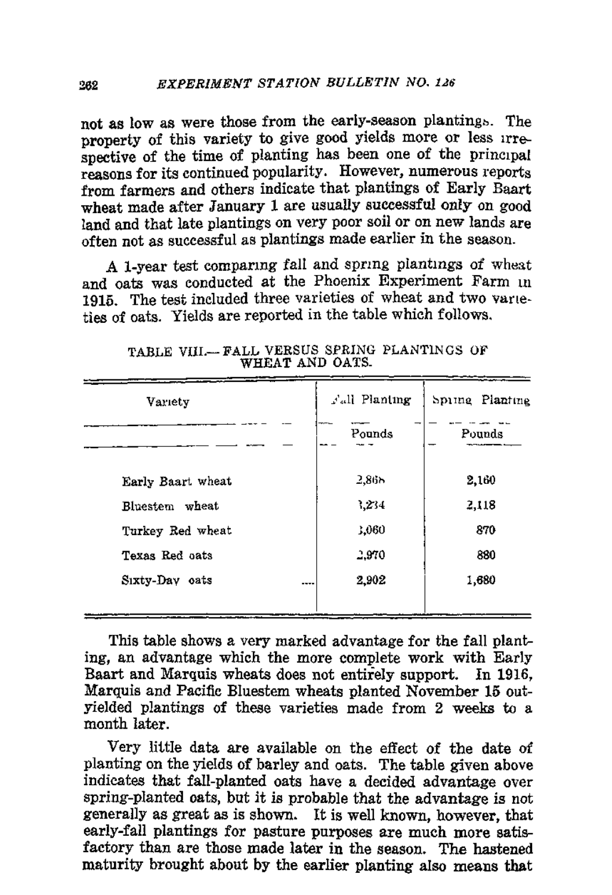not as low as were those from the early-season plantings. The property of this variety to give good yields more or less irrespective of the time of planting has been one of the principal reasons for its continued popularity. However, numerous reports from farmers and others indicate that plantings of Early Baart wheat made after January 1 are usually successful only on good land and that late plantings on very poor soil or on new lands are often not as successful as plantings made earlier in the season.

A 1-year test comparing fall and spring plantings of wheat and oats was conducted at the Phoenix Experiment Farm in 1915. The test included three varieties of wheat and two varieties of oats. Yields are reported in the table which follows.

TABLE VIII.—FALL VERSUS SPRING PLANTINGS OF WHEAT AND OATS.

| Variety | Fall Planting | Spring Planting |
|---|---|---|
| | Pounds | Pounds |
| Early Baart wheat | 2,866 | 2,160 |
| Bluestem wheat | 3,234 | 2,118 |
| Turkey Red wheat | 3,060 | 870 |
| Texas Red oats | 2,970 | 880 |
| Sixty-Day oats | 2,902 | 1,680 |

This table shows a very marked advantage for the fall planting, an advantage which the more complete work with Early Baart and Marquis wheats does not entirely support. In 1916, Marquis and Pacific Bluestem wheats planted November 15 outyielded plantings of these varieties made from 2 weeks to a month later.

Very little data are available on the effect of the date of planting on the yields of barley and oats. The table given above indicates that fall-planted oats have a decided advantage over spring-planted oats, but it is probable that the advantage is not generally as great as is shown. It is well known, however, that early-fall plantings for pasture purposes are much more satisfactory than are those made later in the season. The hastened maturity brought about by the earlier planting also means that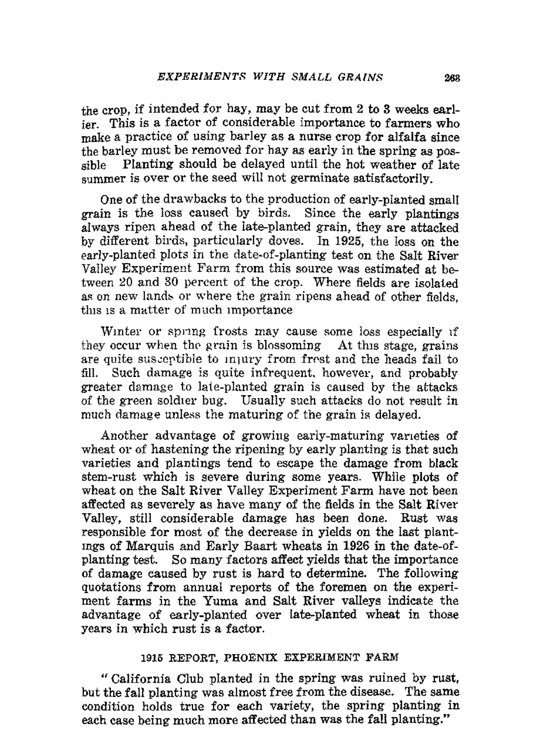the crop, if intended for hay, may be cut from 2 to 3 weeks earlier. This is a factor of considerable importance to farmers who make a practice of using barley as a nurse crop for alfalfa since the barley must be removed for hay as early in the spring as possible Planting should be delayed until the hot weather of late summer is over or the seed will not germinate satisfactorily.

One of the drawbacks to the production of early-planted small grain is the loss caused by birds. Since the early plantings always ripen ahead of the late-planted grain, they are attacked by different birds, particularly doves. In 1925, the loss on the early-planted plots in the date-of-planting test on the Salt River Valley Experiment Farm from this source was estimated at between 20 and 30 percent of the crop. Where fields are isolated as on new lands or where the grain ripens ahead of other fields, this is a matter of much importance

Winter or spring frosts may cause some loss especially if they occur when the grain is blossoming At this stage, grains are quite susceptible to injury from frost and the heads fail to fill. Such damage is quite infrequent, however, and probably greater damage to late-planted grain is caused by the attacks of the green soldier bug. Usually such attacks do not result in much damage unless the maturing of the grain is delayed.

Another advantage of growing early-maturing varieties of wheat or of hastening the ripening by early planting is that such varieties and plantings tend to escape the damage from black stem-rust which is severe during some years. While plots of wheat on the Salt River Valley Experiment Farm have not been affected as severely as have many of the fields in the Salt River Valley, still considerable damage has been done. Rust was responsible for most of the decrease in yields on the last plantings of Marquis and Early Baart wheats in 1926 in the date-of-planting test. So many factors affect yields that the importance of damage caused by rust is hard to determine. The following quotations from annual reports of the foremen on the experiment farms in the Yuma and Salt River valleys indicate the advantage of early-planted over late-planted wheat in those years in which rust is a factor.

### 1915 REPORT, PHOENIX EXPERIMENT FARM

"California Club planted in the spring was ruined by rust, but the fall planting was almost free from the disease. The same condition holds true for each variety, the spring planting in each case being much more affected than was the fall planting."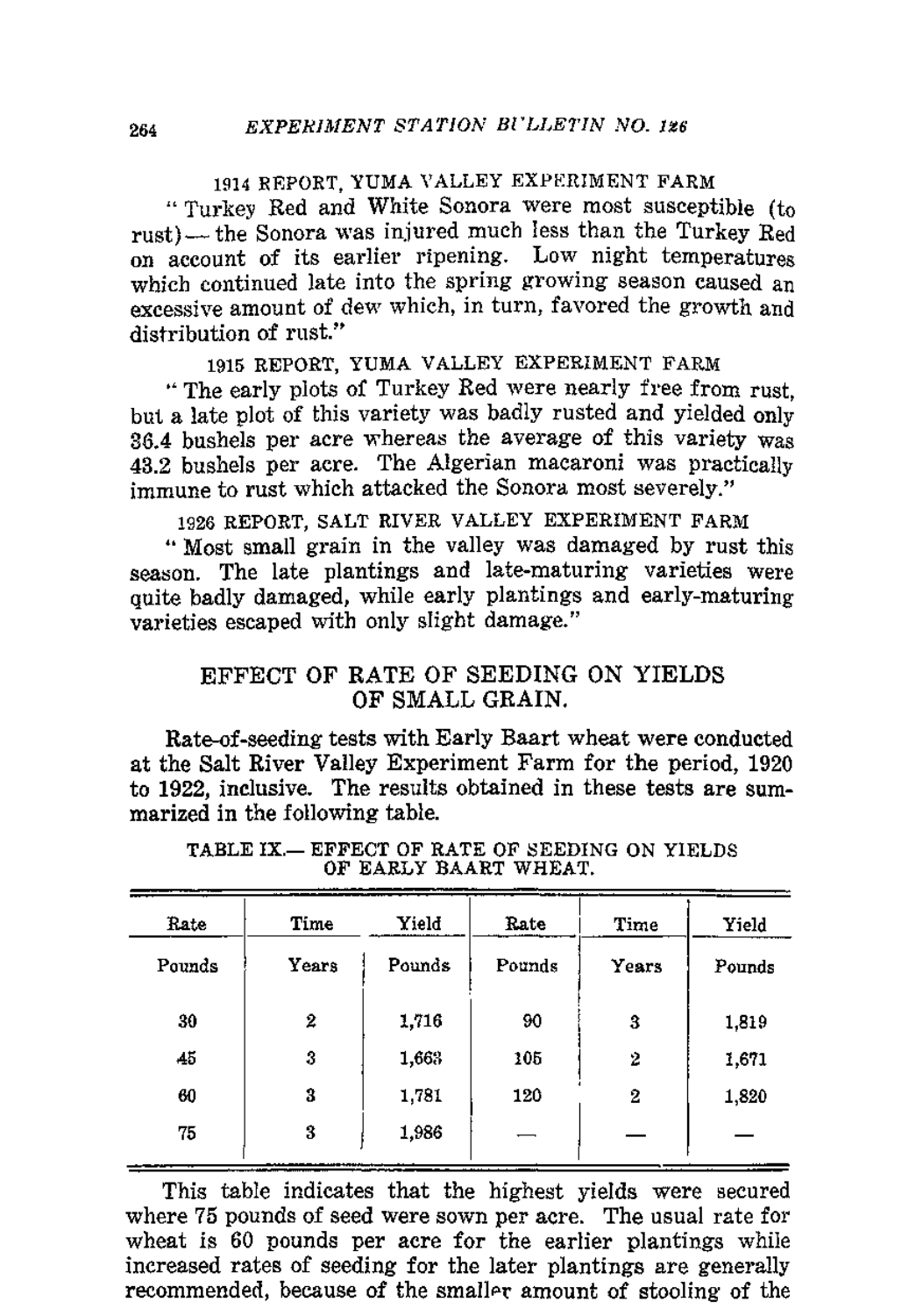1914 REPORT, YUMA VALLEY EXPERIMENT FARM

"Turkey Red and White Sonora were most susceptible (to rust) — the Sonora was injured much less than the Turkey Red on account of its earlier ripening. Low night temperatures which continued late into the spring growing season caused an excessive amount of dew which, in turn, favored the growth and distribution of rust."

1915 REPORT, YUMA VALLEY EXPERIMENT FARM

"The early plots of Turkey Red were nearly free from rust, but a late plot of this variety was badly rusted and yielded only 36.4 bushels per acre whereas the average of this variety was 43.2 bushels per acre. The Algerian macaroni was practically immune to rust which attacked the Sonora most severely."

1926 REPORT, SALT RIVER VALLEY EXPERIMENT FARM

"Most small grain in the valley was damaged by rust this season. The late plantings and late-maturing varieties were quite badly damaged, while early plantings and early-maturing varieties escaped with only slight damage."

## EFFECT OF RATE OF SEEDING ON YIELDS OF SMALL GRAIN.

Rate-of-seeding tests with Early Baart wheat were conducted at the Salt River Valley Experiment Farm for the period, 1920 to 1922, inclusive. The results obtained in these tests are summarized in the following table.

TABLE IX.— EFFECT OF RATE OF SEEDING ON YIELDS OF EARLY BAART WHEAT.

| Rate | Time | Yield | Rate | Time | Yield |
|---|---|---|---|---|---|
| Pounds | Years | Pounds | Pounds | Years | Pounds |
| 30 | 2 | 1,716 | 90 | 3 | 1,819 |
| 45 | 3 | 1,663 | 105 | 2 | 1,671 |
| 60 | 3 | 1,781 | 120 | 2 | 1,820 |
| 75 | 3 | 1,986 | — | — | — |

This table indicates that the highest yields were secured where 75 pounds of seed were sown per acre. The usual rate for wheat is 60 pounds per acre for the earlier plantings while increased rates of seeding for the later plantings are generally recommended, because of the smaller amount of stooling of the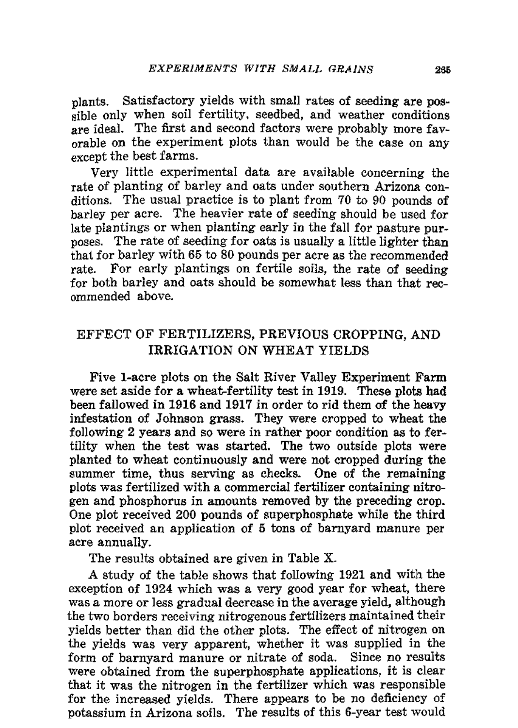plants. Satisfactory yields with small rates of seeding are possible only when soil fertility, seedbed, and weather conditions are ideal. The first and second factors were probably more favorable on the experiment plots than would be the case on any except the best farms.

Very little experimental data are available concerning the rate of planting of barley and oats under southern Arizona conditions. The usual practice is to plant from 70 to 90 pounds of barley per acre. The heavier rate of seeding should be used for late plantings or when planting early in the fall for pasture purposes. The rate of seeding for oats is usually a little lighter than that for barley with 65 to 80 pounds per acre as the recommended rate. For early plantings on fertile soils, the rate of seeding for both barley and oats should be somewhat less than that recommended above.

## EFFECT OF FERTILIZERS, PREVIOUS CROPPING, AND IRRIGATION ON WHEAT YIELDS

Five 1-acre plots on the Salt River Valley Experiment Farm were set aside for a wheat-fertility test in 1919. These plots had been fallowed in 1916 and 1917 in order to rid them of the heavy infestation of Johnson grass. They were cropped to wheat the following 2 years and so were in rather poor condition as to fertility when the test was started. The two outside plots were planted to wheat continuously and were not cropped during the summer time, thus serving as checks. One of the remaining plots was fertilized with a commercial fertilizer containing nitrogen and phosphorus in amounts removed by the preceding crop. One plot received 200 pounds of superphosphate while the third plot received an application of 5 tons of barnyard manure per acre annually.

The results obtained are given in Table X.

A study of the table shows that following 1921 and with the exception of 1924 which was a very good year for wheat, there was a more or less gradual decrease in the average yield, although the two borders receiving nitrogenous fertilizers maintained their yields better than did the other plots. The effect of nitrogen on the yields was very apparent, whether it was supplied in the form of barnyard manure or nitrate of soda. Since no results were obtained from the superphosphate applications, it is clear that it was the nitrogen in the fertilizer which was responsible for the increased yields. There appears to be no deficiency of potassium in Arizona soils. The results of this 6-year test would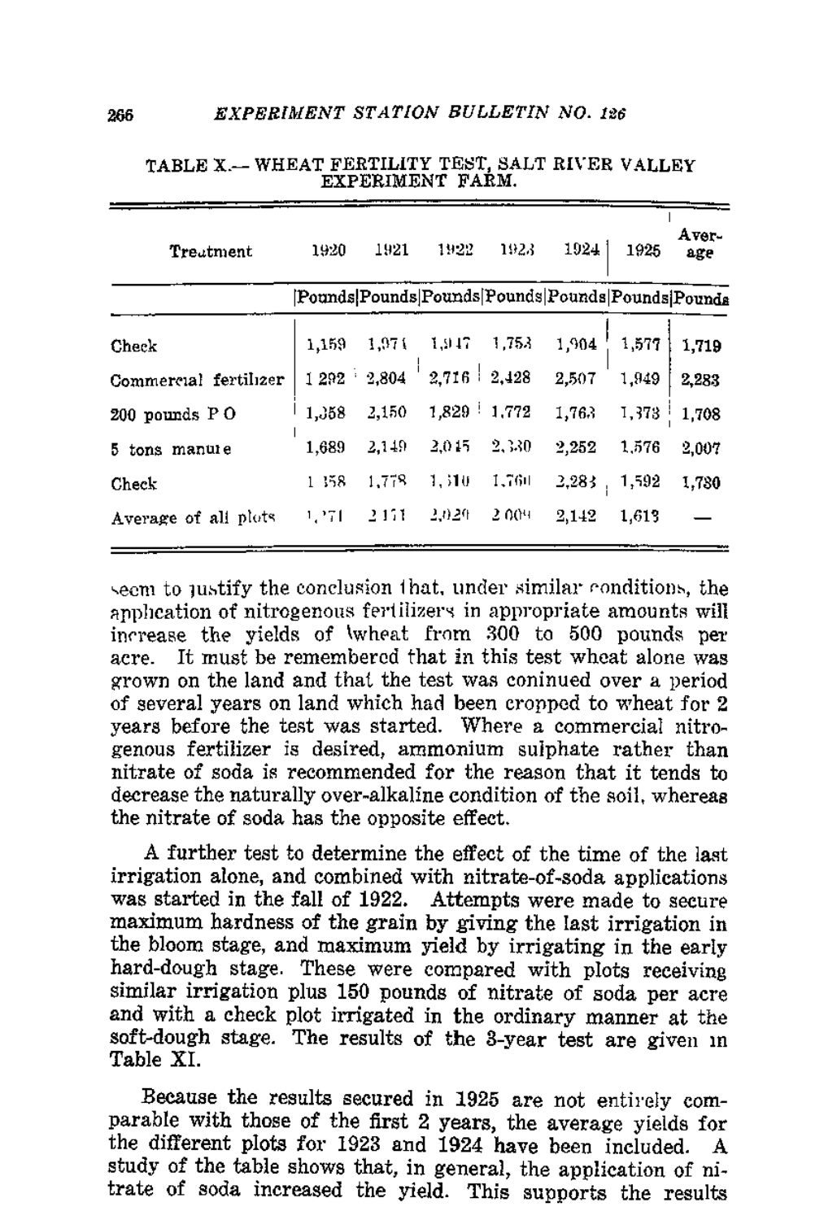TABLE X.—WHEAT FERTILITY TEST, SALT RIVER VALLEY EXPERIMENT FARM.

| Treatment | 1920 | 1921 | 1922 | 1923 | 1924 | 1925 | Average |
|---|---|---|---|---|---|---|---|
| | Pounds | Pounds | Pounds | Pounds | Pounds | Pounds | Pounds |
| Check | 1,159 | 1,971 | 1,947 | 1,753 | 1,904 | 1,577 | 1,719 |
| Commercial fertilizer | 1,292 | 2,804 | 2,716 | 2,428 | 2,507 | 1,949 | 2,283 |
| 200 pounds $P_2O_5$ | 1,358 | 2,150 | 1,829 | 1,772 | 1,763 | 1,373 | 1,708 |
| 5 tons manure | 1,689 | 2,149 | 2,045 | 2,330 | 2,252 | 1,576 | 2,007 |
| Check | 1,458 | 1,778 | 1,510 | 1,760 | 2,283 | 1,592 | 1,730 |
| Average of all plots | 1,371 | 2,171 | 2,029 | 2,009 | 2,142 | 1,613 | — |

seem to justify the conclusion that, under similar conditions, the application of nitrogenous fertilizers in appropriate amounts will increase the yields of wheat from 300 to 500 pounds per acre. It must be remembered that in this test wheat alone was grown on the land and that the test was coninued over a period of several years on land which had been cropped to wheat for 2 years before the test was started. Where a commercial nitrogenous fertilizer is desired, ammonium sulphate rather than nitrate of soda is recommended for the reason that it tends to decrease the naturally over-alkaline condition of the soil, whereas the nitrate of soda has the opposite effect.

A further test to determine the effect of the time of the last irrigation alone, and combined with nitrate-of-soda applications was started in the fall of 1922. Attempts were made to secure maximum hardness of the grain by giving the last irrigation in the bloom stage, and maximum yield by irrigating in the early hard-dough stage. These were compared with plots receiving similar irrigation plus 150 pounds of nitrate of soda per acre and with a check plot irrigated in the ordinary manner at the soft-dough stage. The results of the 3-year test are given in Table XI.

Because the results secured in 1925 are not entirely comparable with those of the first 2 years, the average yields for the different plots for 1923 and 1924 have been included. A study of the table shows that, in general, the application of nitrate of soda increased the yield. This supports the results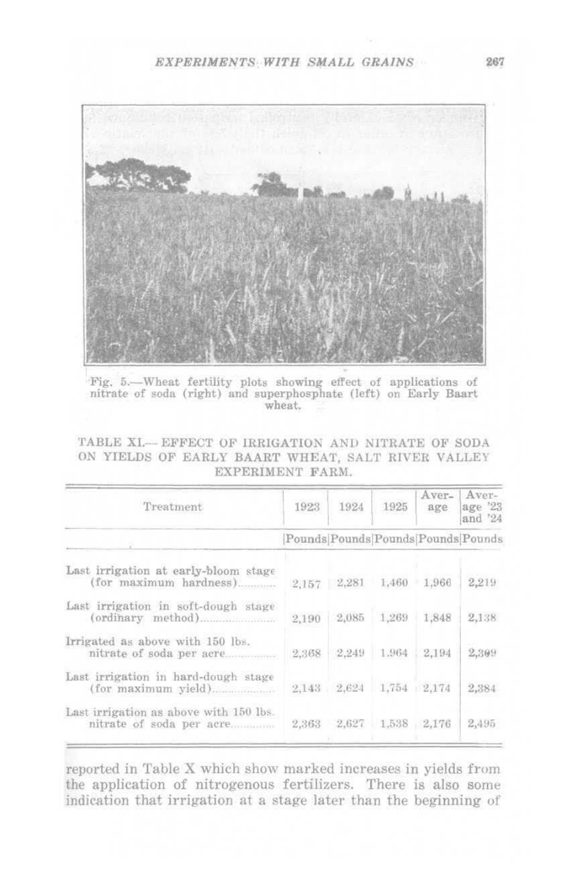Fig. 5.—Wheat fertility plots showing effect of applications of nitrate of soda (right) and superphosphate (left) on Early Baart wheat.

TABLE XI.—EFFECT OF IRRIGATION AND NITRATE OF SODA ON YIELDS OF EARLY BAART WHEAT, SALT RIVER VALLEY EXPERIMENT FARM.

| Treatment | 1923 | 1924 | 1925 | Average | Average '23 and '24 |
|---|---|---|---|---|---|
| | Pounds | Pounds | Pounds | Pounds | Pounds |
| Last irrigation at early-bloom stage (for maximum hardness) | 2,157 | 2,281 | 1,460 | 1,966 | 2,219 |
| Last irrigation in soft-dough stage (ordinary method) | 2,190 | 2,085 | 1,269 | 1,848 | 2,138 |
| Irrigated as above with 150 lbs. nitrate of soda per acre | 2,368 | 2,249 | 1,964 | 2,194 | 2,309 |
| Last irrigation in hard-dough stage (for maximum yield) | 2,143 | 2,624 | 1,754 | 2,174 | 2,384 |
| Last irrigation as above with 150 lbs. nitrate of soda per acre | 2,363 | 2,627 | 1,538 | 2,176 | 2,495 |

reported in Table X which show marked increases in yields from the application of nitrogenous fertilizers. There is also some indication that irrigation at a stage later than the beginning of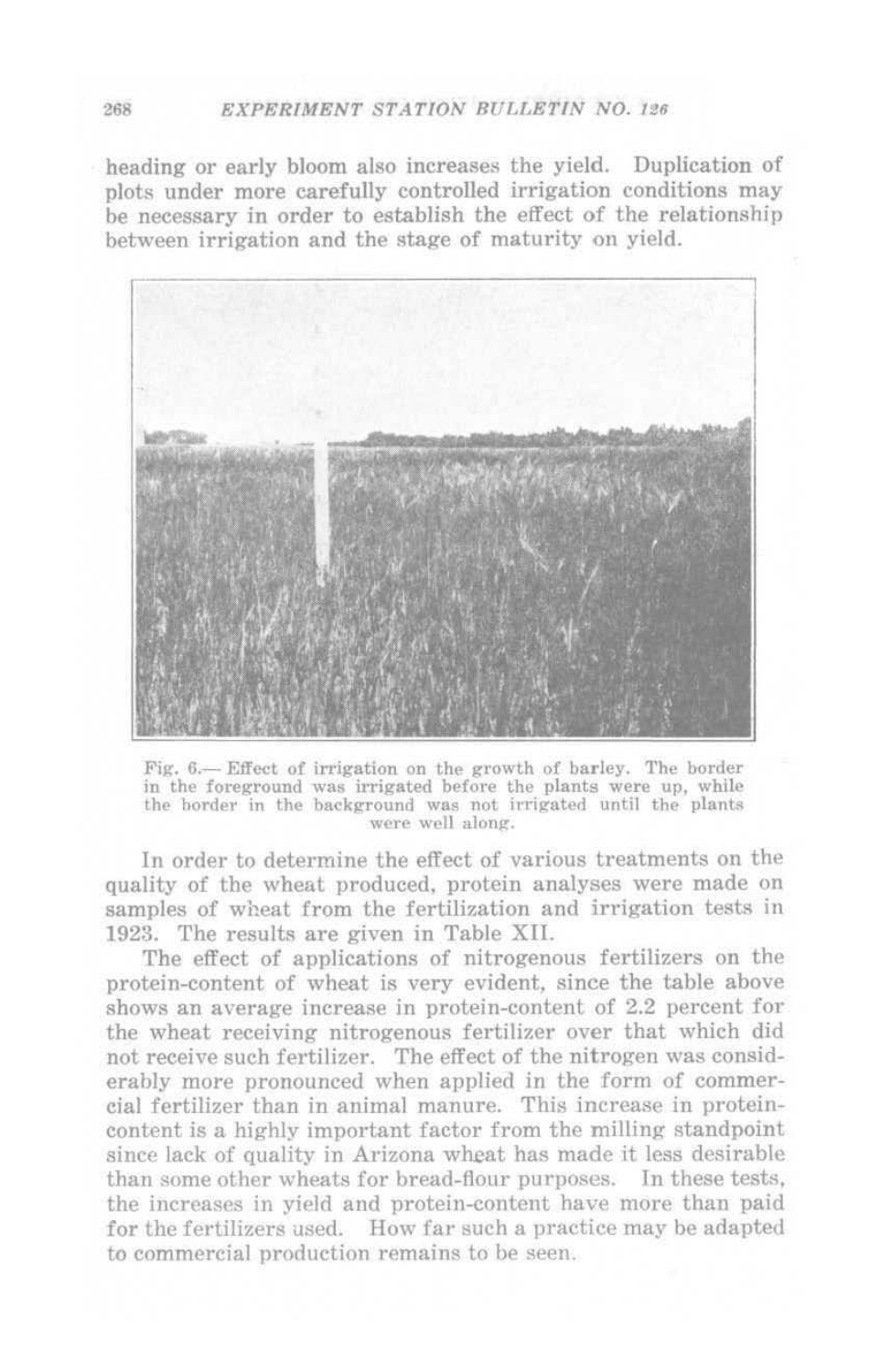heading or early bloom also increases the yield. Duplication of plots under more carefully controlled irrigation conditions may be necessary in order to establish the effect of the relationship between irrigation and the stage of maturity on yield.

Fig. 6.— Effect of irrigation on the growth of barley. The border in the foreground was irrigated before the plants were up, while the border in the background was not irrigated until the plants were well along.

In order to determine the effect of various treatments on the quality of the wheat produced, protein analyses were made on samples of wheat from the fertilization and irrigation tests in 1923. The results are given in Table XII.

The effect of applications of nitrogenous fertilizers on the protein-content of wheat is very evident, since the table above shows an average increase in protein-content of 2.2 percent for the wheat receiving nitrogenous fertilizer over that which did not receive such fertilizer. The effect of the nitrogen was considerably more pronounced when applied in the form of commercial fertilizer than in animal manure. This increase in protein-content is a highly important factor from the milling standpoint since lack of quality in Arizona wheat has made it less desirable than some other wheats for bread-flour purposes. In these tests, the increases in yield and protein-content have more than paid for the fertilizers used. How far such a practice may be adapted to commercial production remains to be seen.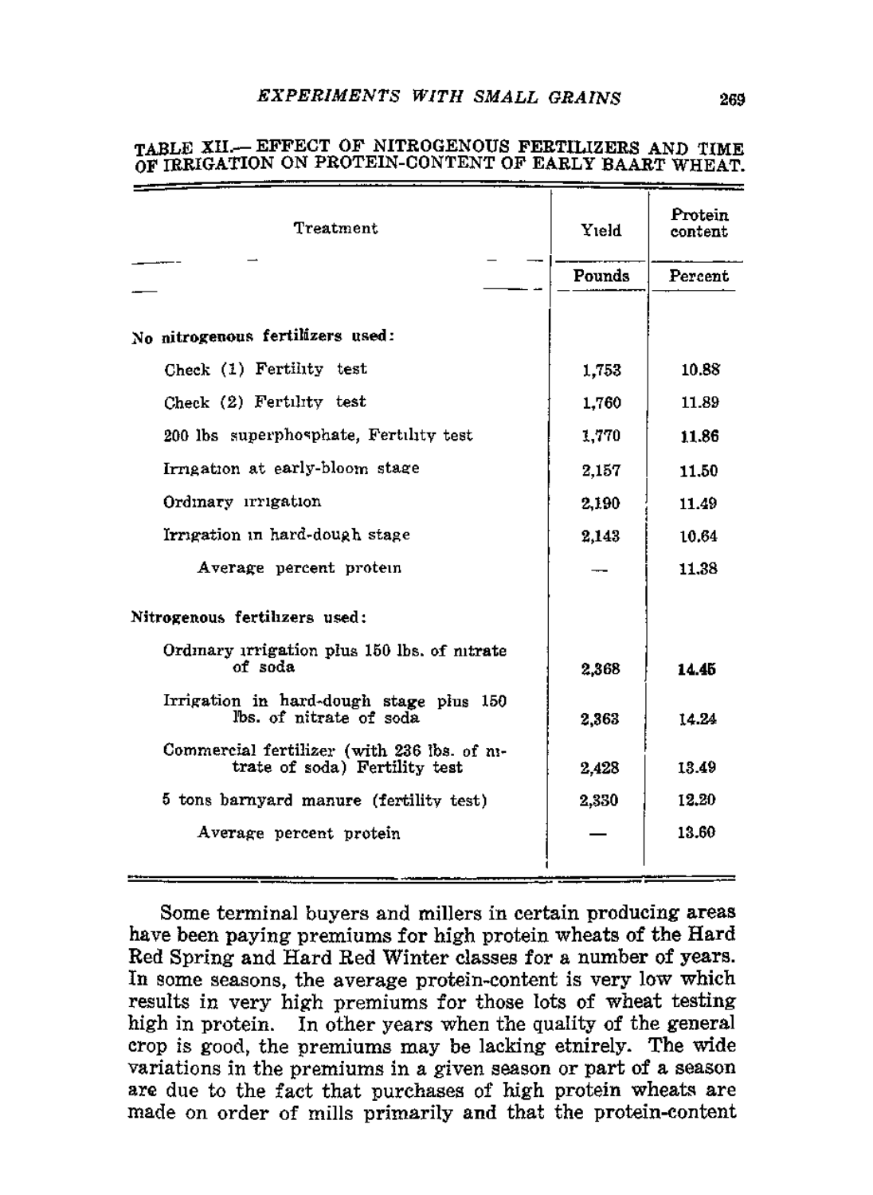TABLE XII.— EFFECT OF NITROGENOUS FERTILIZERS AND TIME OF IRRIGATION ON PROTEIN-CONTENT OF EARLY BAART WHEAT.

| Treatment | Yield | Protein content |
|---|---|---|
| | Pounds | Percent |
| **No nitrogenous fertilizers used:** | | |
| Check (1) Fertility test | 1,753 | 10.88 |
| Check (2) Fertility test | 1,760 | 11.89 |
| 200 lbs superphosphate, Fertility test | 1,770 | 11.86 |
| Irrigation at early-bloom stage | 2,157 | 11.50 |
| Ordinary irrigation | 2,190 | 11.49 |
| Irrigation in hard-dough stage | 2,143 | 10.64 |
| Average percent protein | — | 11.38 |
| Nitrogenous fertilizers used: | | |
| Ordinary irrigation plus 150 lbs. of nitrate of soda | 2,368 | 14.45 |
| Irrigation in hard-dough stage plus 150 lbs. of nitrate of soda | 2,363 | 14.24 |
| Commercial fertilizer (with 236 lbs. of nitrate of soda) Fertility test | 2,428 | 13.49 |
| 5 tons barnyard manure (fertility test) | 2,330 | 12.20 |
| Average percent protein | — | 13.60 |

Some terminal buyers and millers in certain producing areas have been paying premiums for high protein wheats of the Hard Red Spring and Hard Red Winter classes for a number of years. In some seasons, the average protein-content is very low which results in very high premiums for those lots of wheat testing high in protein. In other years when the quality of the general crop is good, the premiums may be lacking etnirely. The wide variations in the premiums in a given season or part of a season are due to the fact that purchases of high protein wheats are made on order of mills primarily and that the protein-content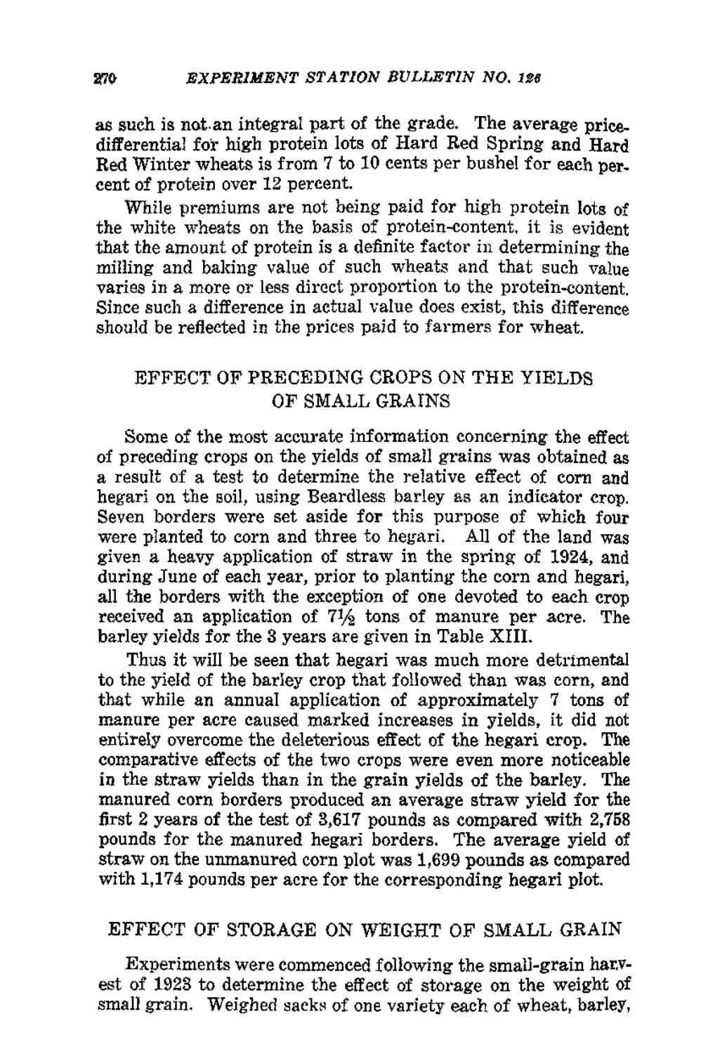as such is not an integral part of the grade. The average price-differential for high protein lots of Hard Red Spring and Hard Red Winter wheats is from 7 to 10 cents per bushel for each percent of protein over 12 percent.

While premiums are not being paid for high protein lots of the white wheats on the basis of protein-content, it is evident that the amount of protein is a definite factor in determining the milling and baking value of such wheats and that such value varies in a more or less direct proportion to the protein-content. Since such a difference in actual value does exist, this difference should be reflected in the prices paid to farmers for wheat.

## EFFECT OF PRECEDING CROPS ON THE YIELDS OF SMALL GRAINS

Some of the most accurate information concerning the effect of preceding crops on the yields of small grains was obtained as a result of a test to determine the relative effect of corn and hegari on the soil, using Beardless barley as an indicator crop. Seven borders were set aside for this purpose of which four were planted to corn and three to hegari. All of the land was given a heavy application of straw in the spring of 1924, and during June of each year, prior to planting the corn and hegari, all the borders with the exception of one devoted to each crop received an application of 7½ tons of manure per acre. The barley yields for the 3 years are given in Table XIII.

Thus it will be seen that hegari was much more detrimental to the yield of the barley crop that followed than was corn, and that while an annual application of approximately 7 tons of manure per acre caused marked increases in yields, it did not entirely overcome the deleterious effect of the hegari crop. The comparative effects of the two crops were even more noticeable in the straw yields than in the grain yields of the barley. The manured corn borders produced an average straw yield for the first 2 years of the test of 3,617 pounds as compared with 2,758 pounds for the manured hegari borders. The average yield of straw on the unmanured corn plot was 1,699 pounds as compared with 1,174 pounds per acre for the corresponding hegari plot.

## EFFECT OF STORAGE ON WEIGHT OF SMALL GRAIN

Experiments were commenced following the small-grain harvest of 1923 to determine the effect of storage on the weight of small grain. Weighed sacks of one variety each of wheat, barley,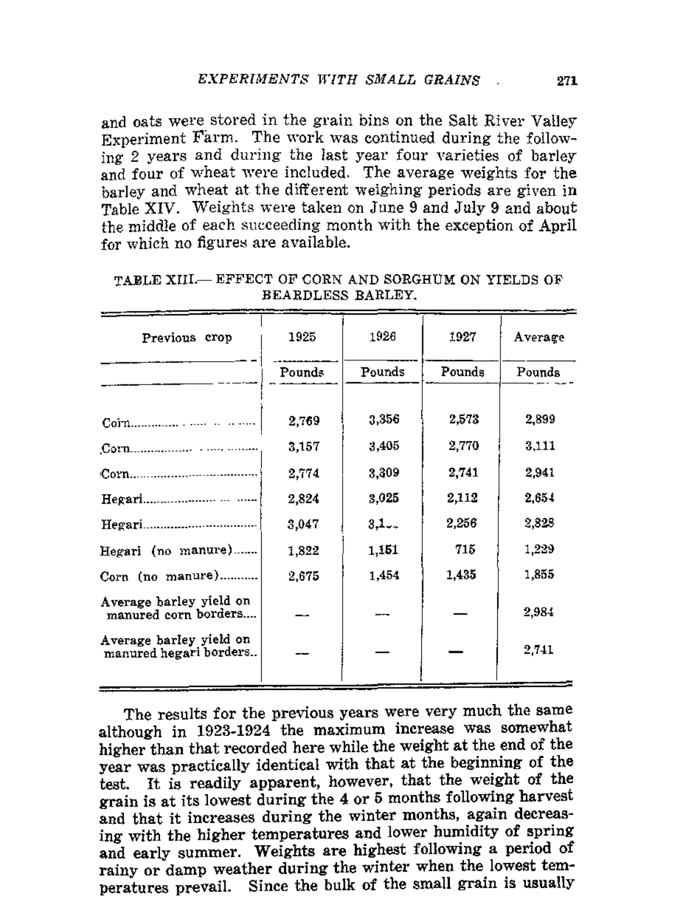and oats were stored in the grain bins on the Salt River Valley Experiment Farm. The work was continued during the following 2 years and during the last year four varieties of barley and four of wheat were included. The average weights for the barley and wheat at the different weighing periods are given in Table XIV. Weights were taken on June 9 and July 9 and about the middle of each succeeding month with the exception of April for which no figures are available.

TABLE XIII.— EFFECT OF CORN AND SORGHUM ON YIELDS OF BEARDLESS BARLEY.

| Previous crop | 1925 | 1926 | 1927 | Average |
|---|---|---|---|---|
| | Pounds | Pounds | Pounds | Pounds |
| Corn | 2,769 | 3,356 | 2,573 | 2,899 |
| Corn | 3,157 | 3,405 | 2,770 | 3,111 |
| Corn | 2,774 | 3,309 | 2,741 | 2,941 |
| Hegari | 2,824 | 3,025 | 2,112 | 2,654 |
| Hegari | 3,047 | 3,1.. | 2,256 | 2,828 |
| Hegari (no manure) | 1,822 | 1,151 | 715 | 1,229 |
| Corn (no manure) | 2,675 | 1,454 | 1,435 | 1,855 |
| Average barley yield on manured corn borders | — | — | — | 2,984 |
| Average barley yield on manured hegari borders | — | — | — | 2,741 |

The results for the previous years were very much the same although in 1923-1924 the maximum increase was somewhat higher than that recorded here while the weight at the end of the year was practically identical with that at the beginning of the test. It is readily apparent, however, that the weight of the grain is at its lowest during the 4 or 5 months following harvest and that it increases during the winter months, again decreasing with the higher temperatures and lower humidity of spring and early summer. Weights are highest following a period of rainy or damp weather during the winter when the lowest temperatures prevail. Since the bulk of the small grain is usually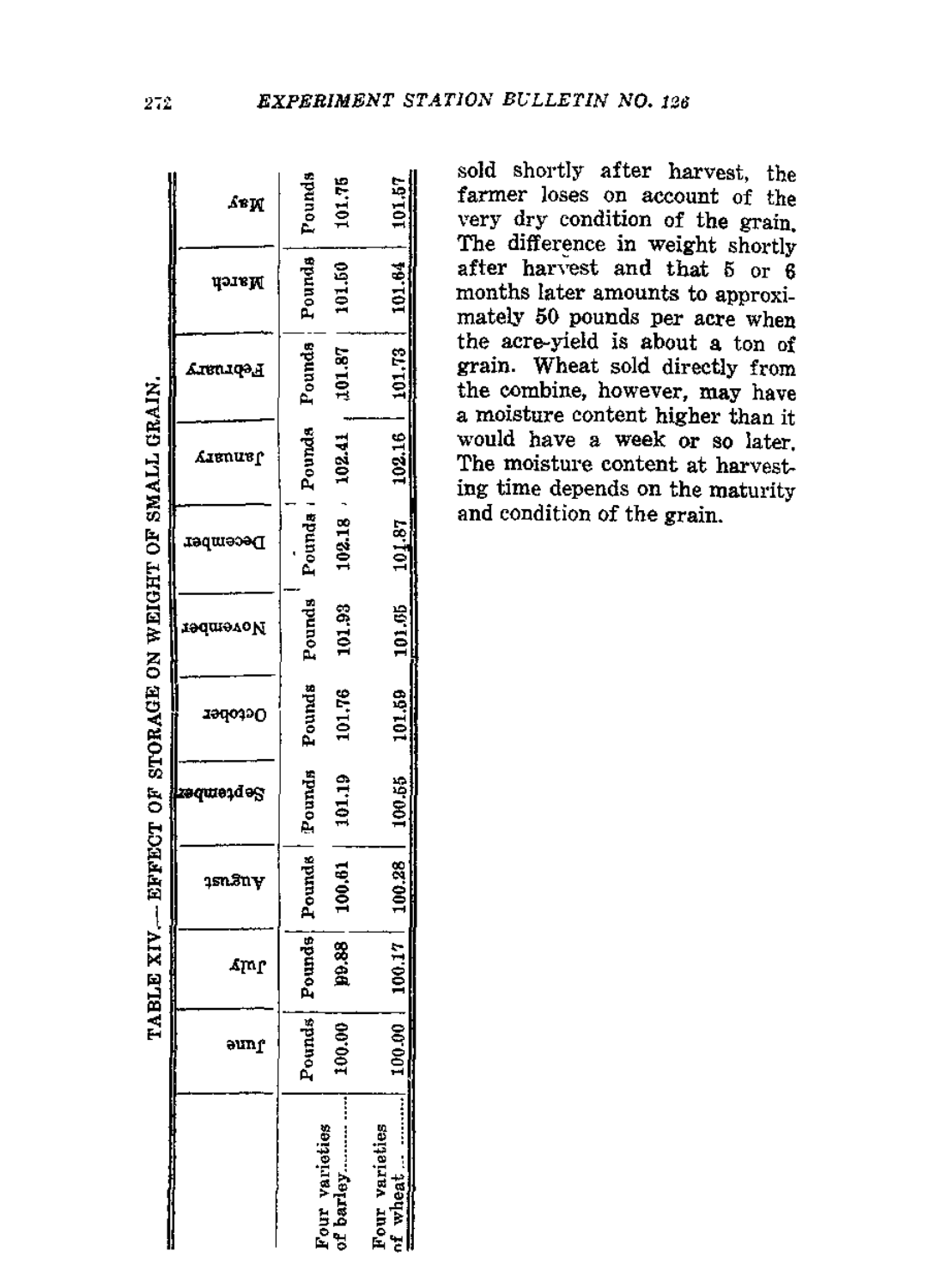TABLE XIV.—EFFECT OF STORAGE ON WEIGHT OF SMALL GRAIN.

| | June | July | August | September | October | November | December | January | February | March | May |
|---|---|---|---|---|---|---|---|---|---|---|---|
| | Pounds | Pounds | Pounds | Pounds | Pounds | Pounds | Pounds | Pounds | Pounds | Pounds | Pounds |
| Four varieties of barley.......... | 100.00 | 99.88 | 100.61 | 101.19 | 101.76 | 101.93 | 102.18 | 102.41 | 101.87 | 101.50 | 101.75 |
| Four varieties of wheat .......... | 100.00 | 100.17 | 100.28 | 100.55 | 101.59 | 101.65 | 101.87 | 102.16 | 101.73 | 101.64 | 101.57 |

sold shortly after harvest, the farmer loses on account of the very dry condition of the grain. The difference in weight shortly after harvest and that 5 or 6 months later amounts to approximately 50 pounds per acre when the acre-yield is about a ton of grain. Wheat sold directly from the combine, however, may have a moisture content higher than it would have a week or so later. The moisture content at harvesting time depends on the maturity and condition of the grain.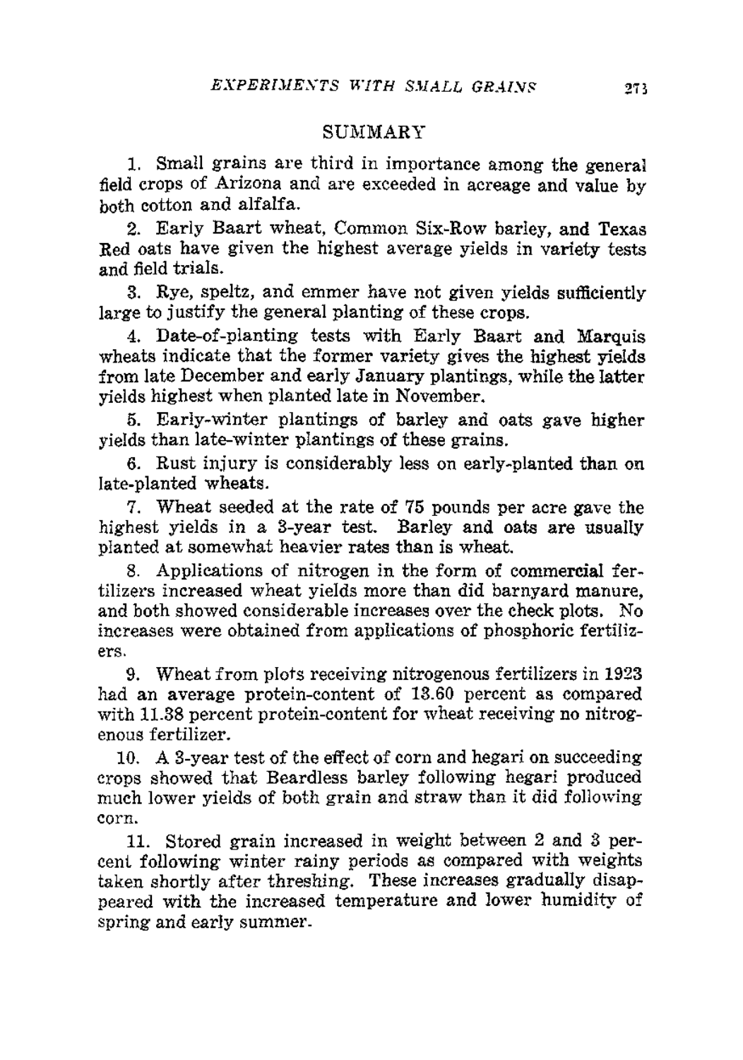## SUMMARY

1. Small grains are third in importance among the general field crops of Arizona and are exceeded in acreage and value by both cotton and alfalfa.

2. Early Baart wheat, Common Six-Row barley, and Texas Red oats have given the highest average yields in variety tests and field trials.

3. Rye, speltz, and emmer have not given yields sufficiently large to justify the general planting of these crops.

4. Date-of-planting tests with Early Baart and Marquis wheats indicate that the former variety gives the highest yields from late December and early January plantings, while the latter yields highest when planted late in November.

5. Early-winter plantings of barley and oats gave higher yields than late-winter plantings of these grains.

6. Rust injury is considerably less on early-planted than on late-planted wheats.

7. Wheat seeded at the rate of 75 pounds per acre gave the highest yields in a 3-year test. Barley and oats are usually planted at somewhat heavier rates than is wheat.

8. Applications of nitrogen in the form of commercial fertilizers increased wheat yields more than did barnyard manure, and both showed considerable increases over the check plots. No increases were obtained from applications of phosphoric fertilizers.

9. Wheat from plots receiving nitrogenous fertilizers in 1923 had an average protein-content of 13.60 percent as compared with 11.38 percent protein-content for wheat receiving no nitrogenous fertilizer.

10. A 3-year test of the effect of corn and hegari on succeeding crops showed that Beardless barley following hegari produced much lower yields of both grain and straw than it did following corn.

11. Stored grain increased in weight between 2 and 3 percent following winter rainy periods as compared with weights taken shortly after threshing. These increases gradually disappeared with the increased temperature and lower humidity of spring and early summer.